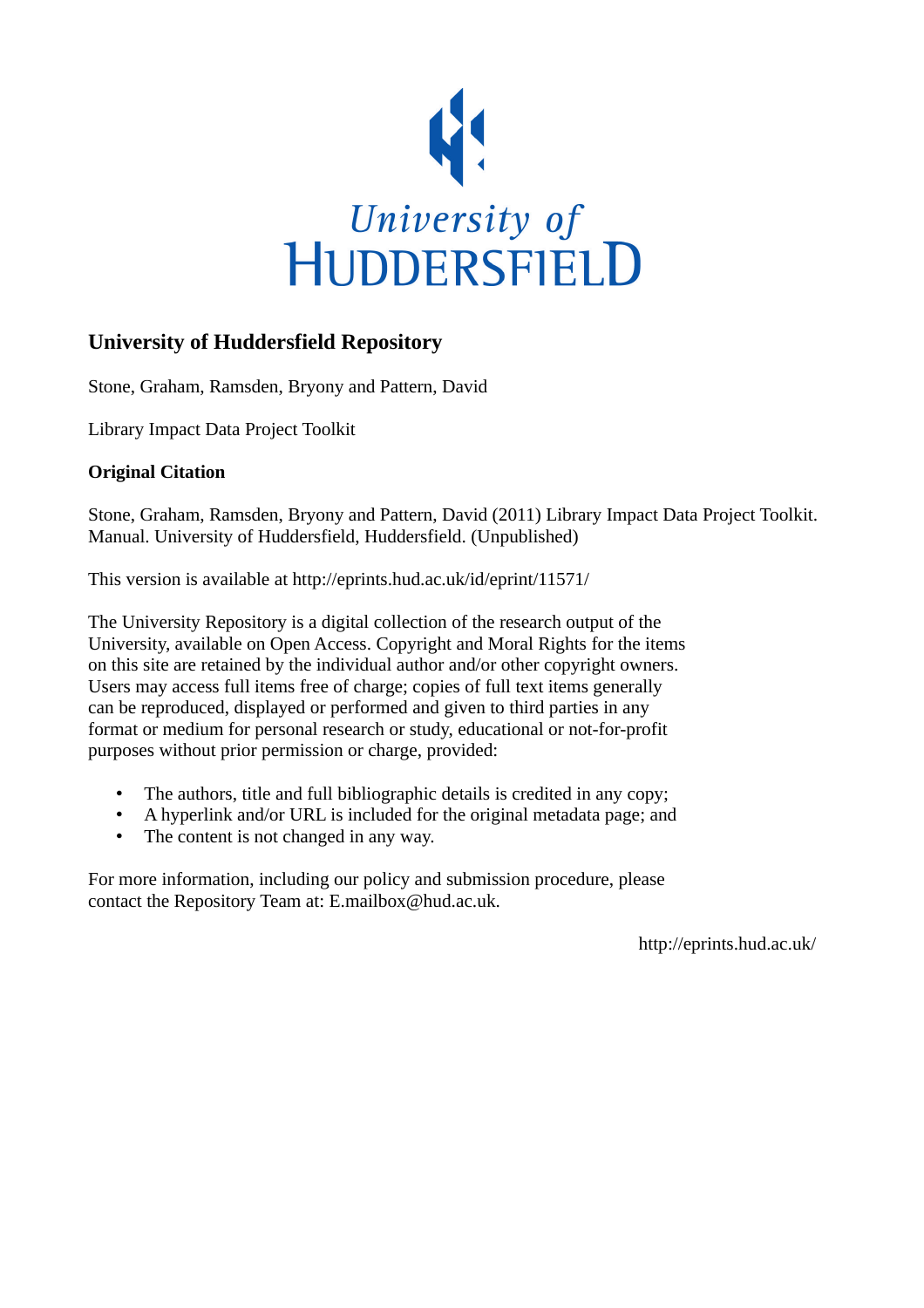University of
HUDDERSFIELD

# University of Huddersfield Repository

Stone, Graham, Ramsden, Bryony and Pattern, David

Library Impact Data Project Toolkit

**Original Citation**

Stone, Graham, Ramsden, Bryony and Pattern, David (2011) Library Impact Data Project Toolkit. Manual. University of Huddersfield, Huddersfield. (Unpublished)

This version is available at http://eprints.hud.ac.uk/id/eprint/11571/

The University Repository is a digital collection of the research output of the University, available on Open Access. Copyright and Moral Rights for the items on this site are retained by the individual author and/or other copyright owners. Users may access full items free of charge; copies of full text items generally can be reproduced, displayed or performed and given to third parties in any format or medium for personal research or study, educational or not-for-profit purposes without prior permission or charge, provided:

- The authors, title and full bibliographic details is credited in any copy;
- A hyperlink and/or URL is included for the original metadata page; and
- The content is not changed in any way.

For more information, including our policy and submission procedure, please contact the Repository Team at: E.mailbox@hud.ac.uk.

http://eprints.hud.ac.uk/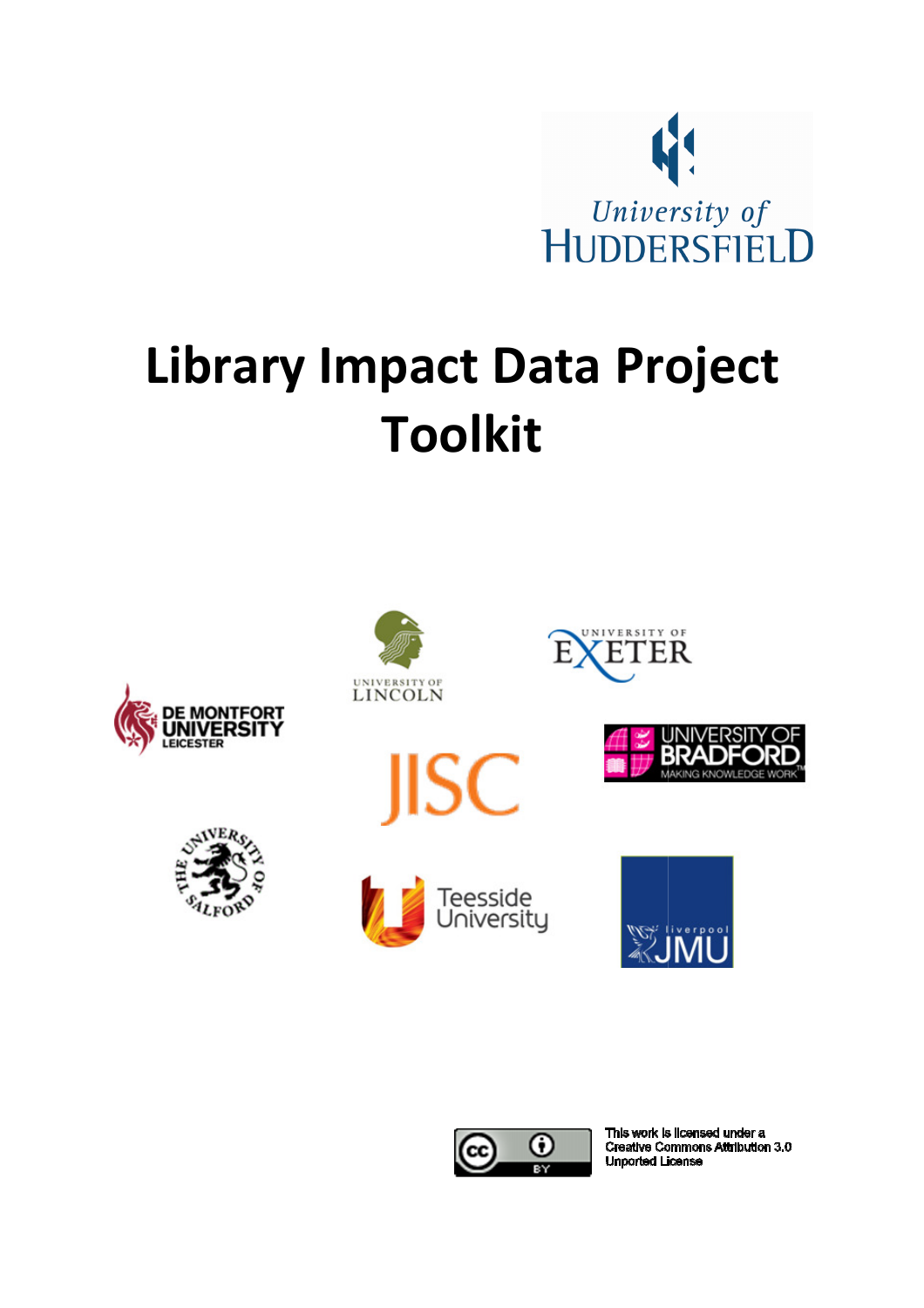# Library Impact Data Project Toolkit

This work is licensed under a Creative Commons Attribution 3.0 Unported License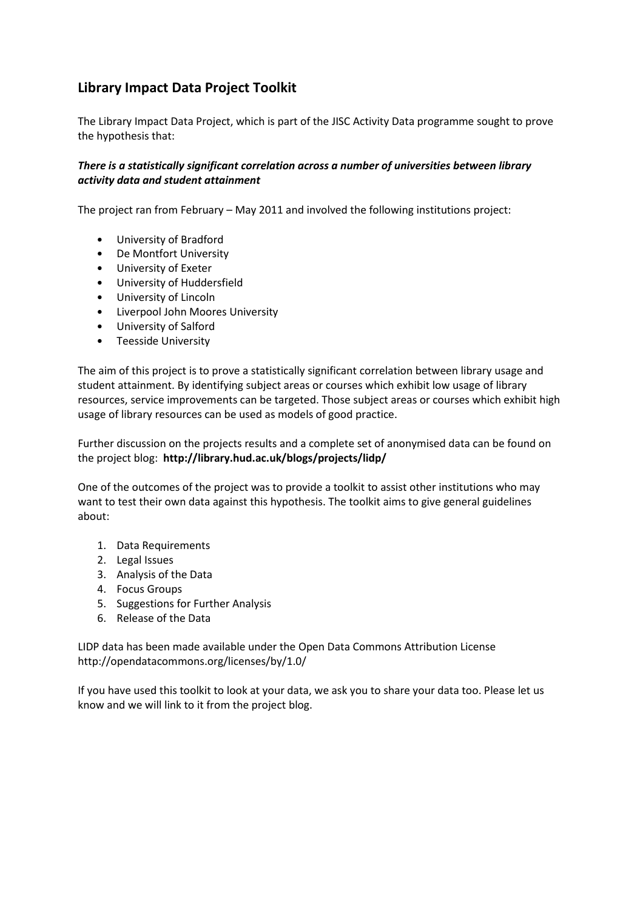## Library Impact Data Project Toolkit

The Library Impact Data Project, which is part of the JISC Activity Data programme sought to prove the hypothesis that:

***There is a statistically significant correlation across a number of universities between library activity data and student attainment***

The project ran from February – May 2011 and involved the following institutions project:

- University of Bradford
- De Montfort University
- University of Exeter
- University of Huddersfield
- University of Lincoln
- Liverpool John Moores University
- University of Salford
- Teesside University

The aim of this project is to prove a statistically significant correlation between library usage and student attainment. By identifying subject areas or courses which exhibit low usage of library resources, service improvements can be targeted. Those subject areas or courses which exhibit high usage of library resources can be used as models of good practice.

Further discussion on the projects results and a complete set of anonymised data can be found on the project blog: **http://library.hud.ac.uk/blogs/projects/lidp/**

One of the outcomes of the project was to provide a toolkit to assist other institutions who may want to test their own data against this hypothesis. The toolkit aims to give general guidelines about:

1. Data Requirements
2. Legal Issues
3. Analysis of the Data
4. Focus Groups
5. Suggestions for Further Analysis
6. Release of the Data

LIDP data has been made available under the Open Data Commons Attribution License http://opendatacommons.org/licenses/by/1.0/

If you have used this toolkit to look at your data, we ask you to share your data too. Please let us know and we will link to it from the project blog.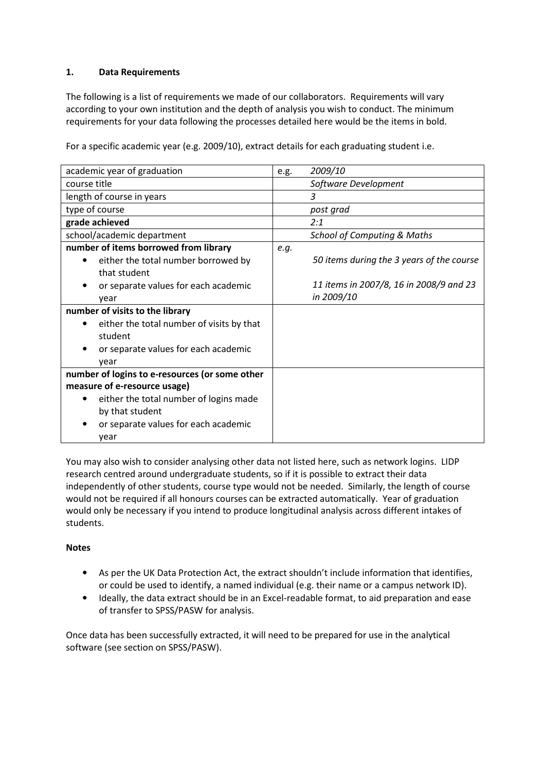## 1. Data Requirements

The following is a list of requirements we made of our collaborators. Requirements will vary according to your own institution and the depth of analysis you wish to conduct. The minimum requirements for your data following the processes detailed here would be the items in bold.

For a specific academic year (e.g. 2009/10), extract details for each graduating student i.e.

| | | |
|---|---|---|
| academic year of graduation | e.g. | *2009/10* |
| course title | | *Software Development* |
| length of course in years | | *3* |
| type of course | | *post grad* |
| **grade achieved** | | *2:1* |
| school/academic department | | *School of Computing & Maths* |
| **number of items borrowed from library**<br>• either the total number borrowed by that student<br>• or separate values for each academic year | *e.g.* | *50 items during the 3 years of the course*<br><br>*11 items in 2007/8, 16 in 2008/9 and 23 in 2009/10* |
| **number of visits to the library**<br>• either the total number of visits by that student<br>• or separate values for each academic year | | |
| **number of logins to e-resources (or some other measure of e-resource usage)**<br>• either the total number of logins made by that student<br>• or separate values for each academic year | | |

You may also wish to consider analysing other data not listed here, such as network logins. LIDP research centred around undergraduate students, so if it is possible to extract their data independently of other students, course type would not be needed. Similarly, the length of course would not be required if all honours courses can be extracted automatically. Year of graduation would only be necessary if you intend to produce longitudinal analysis across different intakes of students.

**Notes**

- As per the UK Data Protection Act, the extract shouldn't include information that identifies, or could be used to identify, a named individual (e.g. their name or a campus network ID).
- Ideally, the data extract should be in an Excel-readable format, to aid preparation and ease of transfer to SPSS/PASW for analysis.

Once data has been successfully extracted, it will need to be prepared for use in the analytical software (see section on SPSS/PASW).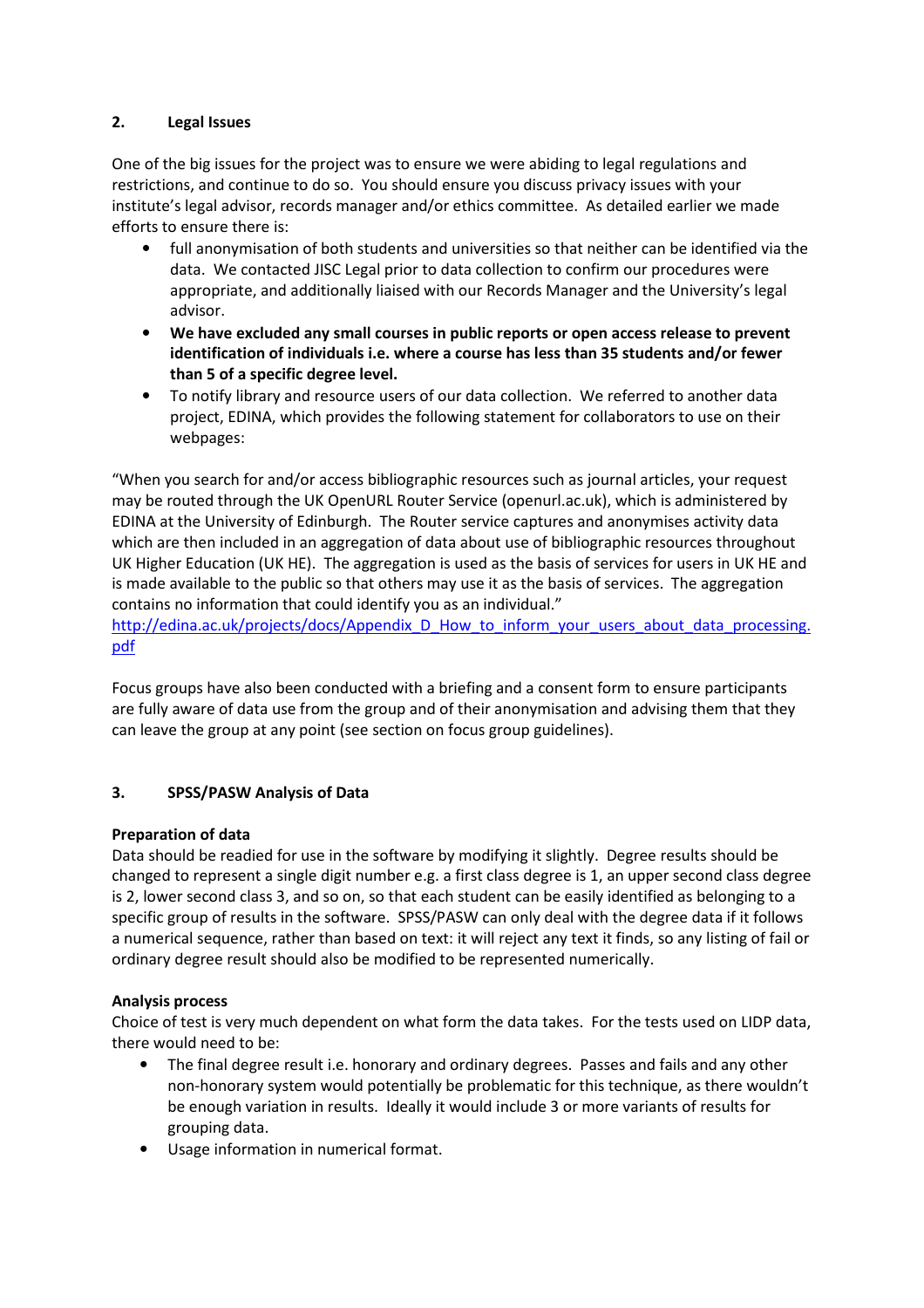## 2. Legal Issues

One of the big issues for the project was to ensure we were abiding to legal regulations and restrictions, and continue to do so. You should ensure you discuss privacy issues with your institute's legal advisor, records manager and/or ethics committee. As detailed earlier we made efforts to ensure there is:

- full anonymisation of both students and universities so that neither can be identified via the data. We contacted JISC Legal prior to data collection to confirm our procedures were appropriate, and additionally liaised with our Records Manager and the University's legal advisor.
- **We have excluded any small courses in public reports or open access release to prevent identification of individuals i.e. where a course has less than 35 students and/or fewer than 5 of a specific degree level.**
- To notify library and resource users of our data collection. We referred to another data project, EDINA, which provides the following statement for collaborators to use on their webpages:

"When you search for and/or access bibliographic resources such as journal articles, your request may be routed through the UK OpenURL Router Service (openurl.ac.uk), which is administered by EDINA at the University of Edinburgh. The Router service captures and anonymises activity data which are then included in an aggregation of data about use of bibliographic resources throughout UK Higher Education (UK HE). The aggregation is used as the basis of services for users in UK HE and is made available to the public so that others may use it as the basis of services. The aggregation contains no information that could identify you as an individual."
http://edina.ac.uk/projects/docs/Appendix_D_How_to_inform_your_users_about_data_processing.pdf

Focus groups have also been conducted with a briefing and a consent form to ensure participants are fully aware of data use from the group and of their anonymisation and advising them that they can leave the group at any point (see section on focus group guidelines).

## 3. SPSS/PASW Analysis of Data

**Preparation of data**
Data should be readied for use in the software by modifying it slightly. Degree results should be changed to represent a single digit number e.g. a first class degree is 1, an upper second class degree is 2, lower second class 3, and so on, so that each student can be easily identified as belonging to a specific group of results in the software. SPSS/PASW can only deal with the degree data if it follows a numerical sequence, rather than based on text: it will reject any text it finds, so any listing of fail or ordinary degree result should also be modified to be represented numerically.

**Analysis process**
Choice of test is very much dependent on what form the data takes. For the tests used on LIDP data, there would need to be:

- The final degree result i.e. honorary and ordinary degrees. Passes and fails and any other non-honorary system would potentially be problematic for this technique, as there wouldn't be enough variation in results. Ideally it would include 3 or more variants of results for grouping data.
- Usage information in numerical format.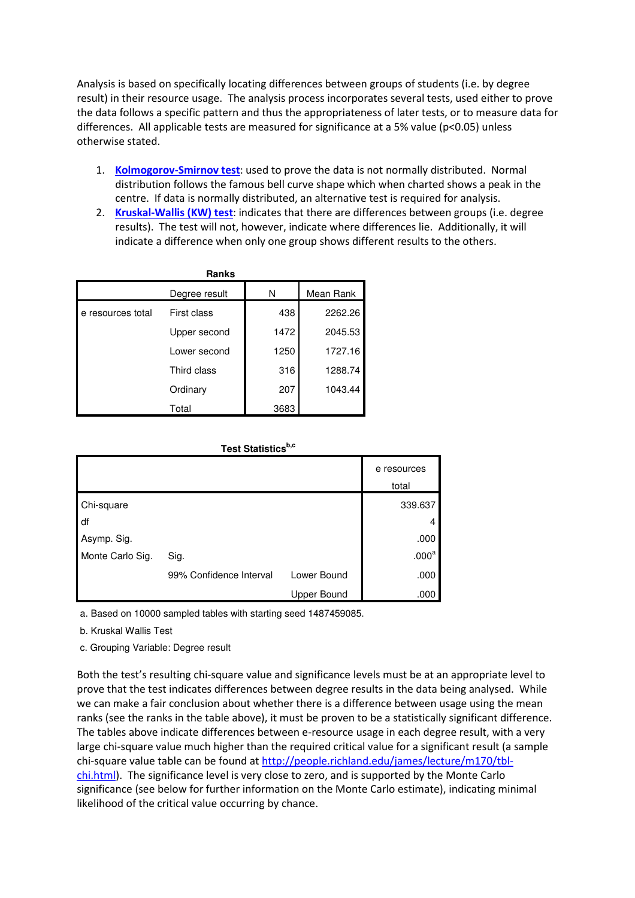Analysis is based on specifically locating differences between groups of students (i.e. by degree result) in their resource usage. The analysis process incorporates several tests, used either to prove the data follows a specific pattern and thus the appropriateness of later tests, or to measure data for differences. All applicable tests are measured for significance at a 5% value ($p<0.05$) unless otherwise stated.

1. **Kolmogorov-Smirnov test**: used to prove the data is not normally distributed. Normal distribution follows the famous bell curve shape which when charted shows a peak in the centre. If data is normally distributed, an alternative test is required for analysis.
2. **Kruskal-Wallis (KW) test**: indicates that there are differences between groups (i.e. degree results). The test will not, however, indicate where differences lie. Additionally, it will indicate a difference when only one group shows different results to the others.

**Ranks**

| | Degree result | N | Mean Rank |
|---|---|---|---|
| e resources total | First class | 438 | 2262.26 |
| | Upper second | 1472 | 2045.53 |
| | Lower second | 1250 | 1727.16 |
| | Third class | 316 | 1288.74 |
| | Ordinary | 207 | 1043.44 |
| | Total | 3683 | |

**Test Statistics[b,c]**

| | | | e resources total |
|---|---|---|---|
| Chi-square | | | 339.637 |
| df | | | 4 |
| Asymp. Sig. | | | .000 |
| Monte Carlo Sig. | Sig. | | .000[a] |
| | 99% Confidence Interval | Lower Bound | .000 |
| | | Upper Bound | .000 |

a. Based on 10000 sampled tables with starting seed 1487459085.

b. Kruskal Wallis Test

c. Grouping Variable: Degree result

Both the test's resulting chi-square value and significance levels must be at an appropriate level to prove that the test indicates differences between degree results in the data being analysed. While we can make a fair conclusion about whether there is a difference between usage using the mean ranks (see the ranks in the table above), it must be proven to be a statistically significant difference. The tables above indicate differences between e-resource usage in each degree result, with a very large chi-square value much higher than the required critical value for a significant result (a sample chi-square value table can be found at http://people.richland.edu/james/lecture/m170/tbl-chi.html). The significance level is very close to zero, and is supported by the Monte Carlo significance (see below for further information on the Monte Carlo estimate), indicating minimal likelihood of the critical value occurring by chance.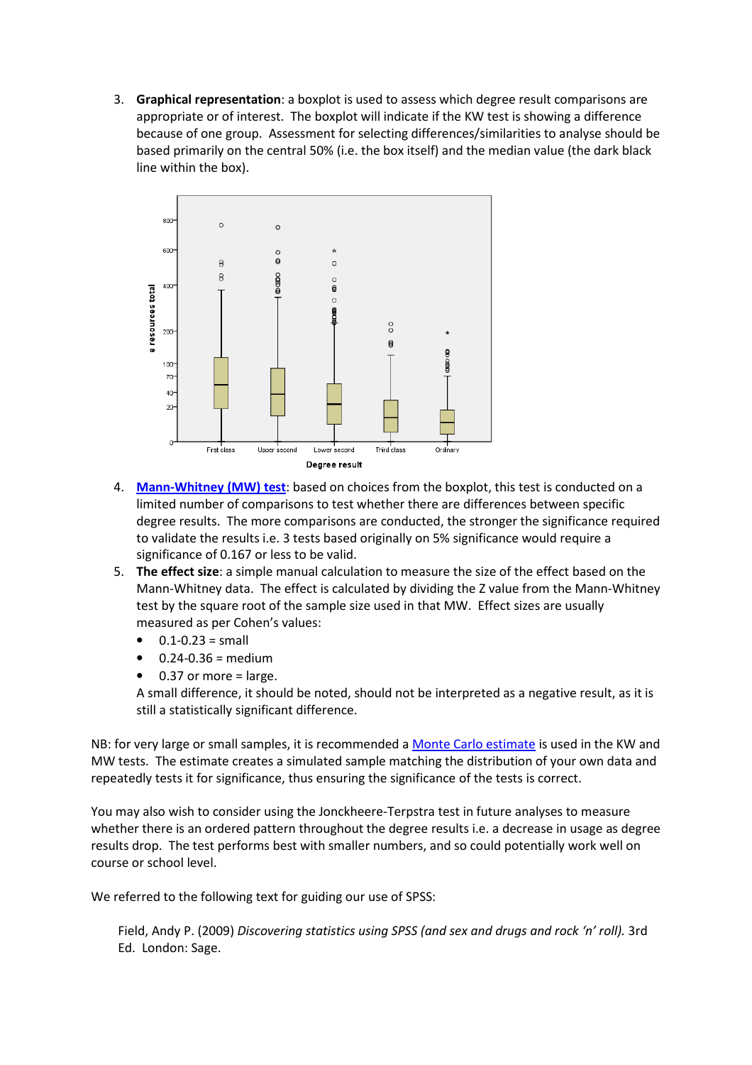3. **Graphical representation**: a boxplot is used to assess which degree result comparisons are appropriate or of interest. The boxplot will indicate if the KW test is showing a difference because of one group. Assessment for selecting differences/similarities to analyse should be based primarily on the central 50% (i.e. the box itself) and the median value (the dark black line within the box).

4. **[Mann-Whitney (MW) test](#)**: based on choices from the boxplot, this test is conducted on a limited number of comparisons to test whether there are differences between specific degree results. The more comparisons are conducted, the stronger the significance required to validate the results i.e. 3 tests based originally on 5% significance would require a significance of 0.167 or less to be valid.
5. **The effect size**: a simple manual calculation to measure the size of the effect based on the Mann-Whitney data. The effect is calculated by dividing the Z value from the Mann-Whitney test by the square root of the sample size used in that MW. Effect sizes are usually measured as per Cohen's values:
   - 0.1-0.23 = small
   - 0.24-0.36 = medium
   - 0.37 or more = large.

   A small difference, it should be noted, should not be interpreted as a negative result, as it is still a statistically significant difference.

NB: for very large or small samples, it is recommended a [Monte Carlo estimate](#) is used in the KW and MW tests. The estimate creates a simulated sample matching the distribution of your own data and repeatedly tests it for significance, thus ensuring the significance of the tests is correct.

You may also wish to consider using the Jonckheere-Terpstra test in future analyses to measure whether there is an ordered pattern throughout the degree results i.e. a decrease in usage as degree results drop. The test performs best with smaller numbers, and so could potentially work well on course or school level.

We referred to the following text for guiding our use of SPSS:

Field, Andy P. (2009) *Discovering statistics using SPSS (and sex and drugs and rock 'n' roll).* 3rd Ed. London: Sage.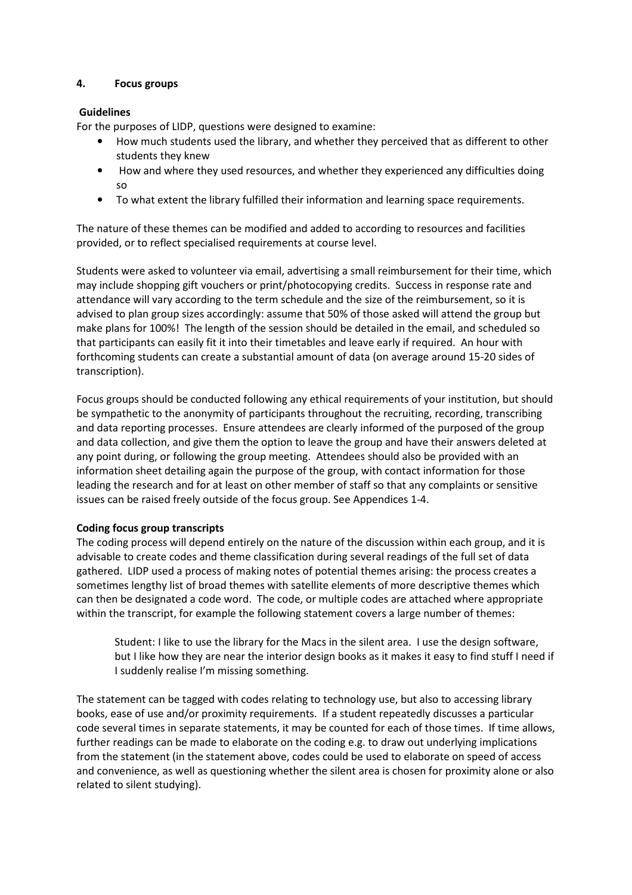## 4. Focus groups

**Guidelines**

For the purposes of LIDP, questions were designed to examine:

- How much students used the library, and whether they perceived that as different to other students they knew
- How and where they used resources, and whether they experienced any difficulties doing so
- To what extent the library fulfilled their information and learning space requirements.

The nature of these themes can be modified and added to according to resources and facilities provided, or to reflect specialised requirements at course level.

Students were asked to volunteer via email, advertising a small reimbursement for their time, which may include shopping gift vouchers or print/photocopying credits. Success in response rate and attendance will vary according to the term schedule and the size of the reimbursement, so it is advised to plan group sizes accordingly: assume that 50% of those asked will attend the group but make plans for 100%! The length of the session should be detailed in the email, and scheduled so that participants can easily fit it into their timetables and leave early if required. An hour with forthcoming students can create a substantial amount of data (on average around 15-20 sides of transcription).

Focus groups should be conducted following any ethical requirements of your institution, but should be sympathetic to the anonymity of participants throughout the recruiting, recording, transcribing and data reporting processes. Ensure attendees are clearly informed of the purposed of the group and data collection, and give them the option to leave the group and have their answers deleted at any point during, or following the group meeting. Attendees should also be provided with an information sheet detailing again the purpose of the group, with contact information for those leading the research and for at least on other member of staff so that any complaints or sensitive issues can be raised freely outside of the focus group. See Appendices 1-4.

**Coding focus group transcripts**

The coding process will depend entirely on the nature of the discussion within each group, and it is advisable to create codes and theme classification during several readings of the full set of data gathered. LIDP used a process of making notes of potential themes arising: the process creates a sometimes lengthy list of broad themes with satellite elements of more descriptive themes which can then be designated a code word. The code, or multiple codes are attached where appropriate within the transcript, for example the following statement covers a large number of themes:

> Student: I like to use the library for the Macs in the silent area. I use the design software, but I like how they are near the interior design books as it makes it easy to find stuff I need if I suddenly realise I'm missing something.

The statement can be tagged with codes relating to technology use, but also to accessing library books, ease of use and/or proximity requirements. If a student repeatedly discusses a particular code several times in separate statements, it may be counted for each of those times. If time allows, further readings can be made to elaborate on the coding e.g. to draw out underlying implications from the statement (in the statement above, codes could be used to elaborate on speed of access and convenience, as well as questioning whether the silent area is chosen for proximity alone or also related to silent studying).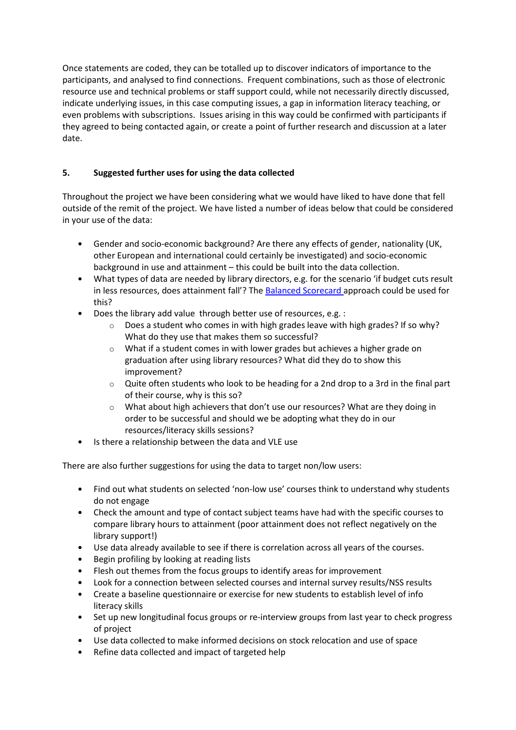Once statements are coded, they can be totalled up to discover indicators of importance to the participants, and analysed to find connections. Frequent combinations, such as those of electronic resource use and technical problems or staff support could, while not necessarily directly discussed, indicate underlying issues, in this case computing issues, a gap in information literacy teaching, or even problems with subscriptions. Issues arising in this way could be confirmed with participants if they agreed to being contacted again, or create a point of further research and discussion at a later date.

## 5. Suggested further uses for using the data collected

Throughout the project we have been considering what we would have liked to have done that fell outside of the remit of the project. We have listed a number of ideas below that could be considered in your use of the data:

- Gender and socio-economic background? Are there any effects of gender, nationality (UK, other European and international could certainly be investigated) and socio-economic background in use and attainment – this could be built into the data collection.
- What types of data are needed by library directors, e.g. for the scenario 'if budget cuts result in less resources, does attainment fall'? The Balanced Scorecard approach could be used for this?
- Does the library add value through better use of resources, e.g. :
  - Does a student who comes in with high grades leave with high grades? If so why? What do they use that makes them so successful?
  - What if a student comes in with lower grades but achieves a higher grade on graduation after using library resources? What did they do to show this improvement?
  - Quite often students who look to be heading for a 2nd drop to a 3rd in the final part of their course, why is this so?
  - What about high achievers that don't use our resources? What are they doing in order to be successful and should we be adopting what they do in our resources/literacy skills sessions?
- Is there a relationship between the data and VLE use

There are also further suggestions for using the data to target non/low users:

- Find out what students on selected 'non-low use' courses think to understand why students do not engage
- Check the amount and type of contact subject teams have had with the specific courses to compare library hours to attainment (poor attainment does not reflect negatively on the library support!)
- Use data already available to see if there is correlation across all years of the courses.
- Begin profiling by looking at reading lists
- Flesh out themes from the focus groups to identify areas for improvement
- Look for a connection between selected courses and internal survey results/NSS results
- Create a baseline questionnaire or exercise for new students to establish level of info literacy skills
- Set up new longitudinal focus groups or re-interview groups from last year to check progress of project
- Use data collected to make informed decisions on stock relocation and use of space
- Refine data collected and impact of targeted help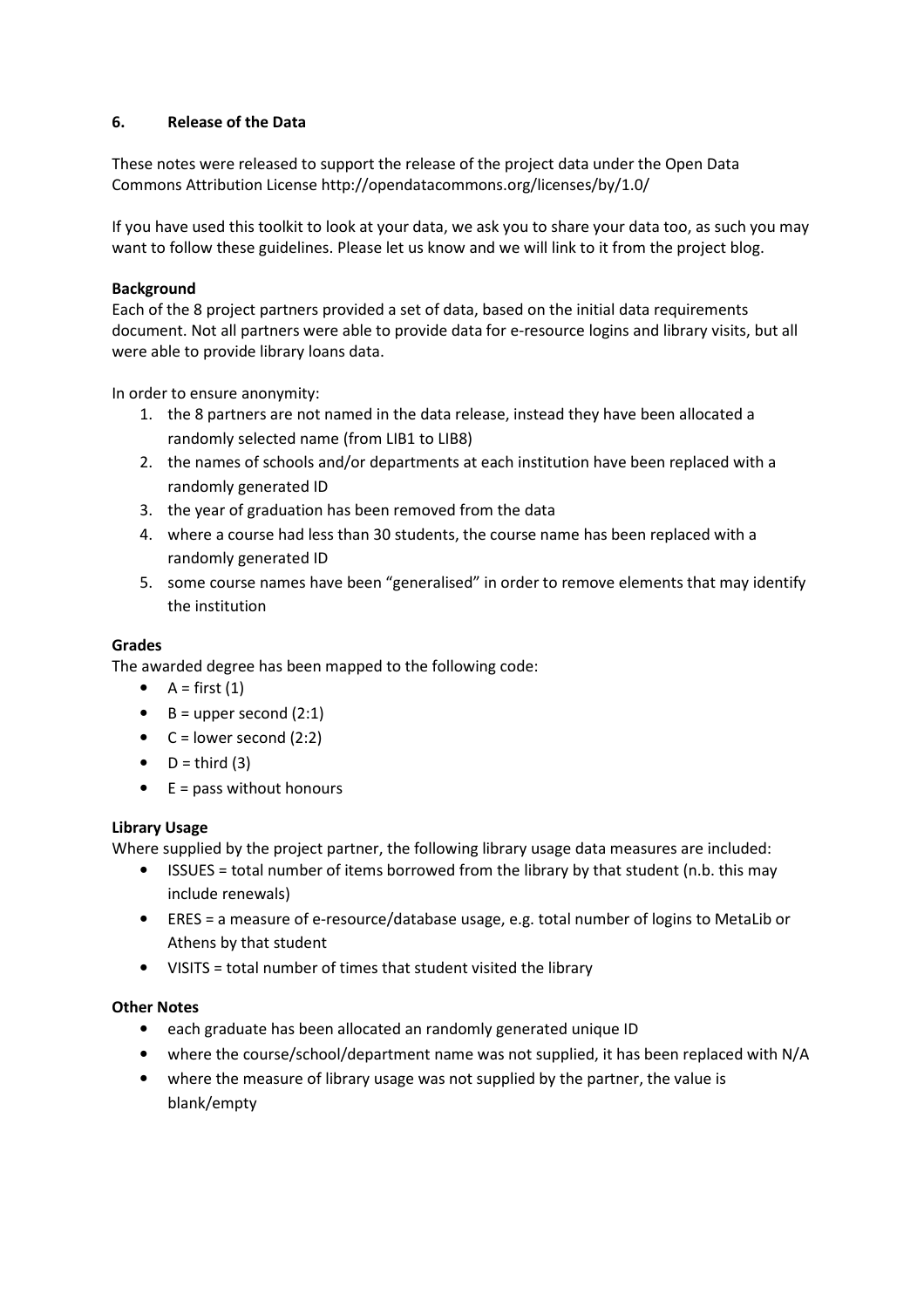## 6. Release of the Data

These notes were released to support the release of the project data under the Open Data Commons Attribution License http://opendatacommons.org/licenses/by/1.0/

If you have used this toolkit to look at your data, we ask you to share your data too, as such you may want to follow these guidelines. Please let us know and we will link to it from the project blog.

**Background**

Each of the 8 project partners provided a set of data, based on the initial data requirements document. Not all partners were able to provide data for e-resource logins and library visits, but all were able to provide library loans data.

In order to ensure anonymity:

1. the 8 partners are not named in the data release, instead they have been allocated a randomly selected name (from LIB1 to LIB8)
2. the names of schools and/or departments at each institution have been replaced with a randomly generated ID
3. the year of graduation has been removed from the data
4. where a course had less than 30 students, the course name has been replaced with a randomly generated ID
5. some course names have been "generalised" in order to remove elements that may identify the institution

**Grades**

The awarded degree has been mapped to the following code:

- A = first (1)
- B = upper second (2:1)
- C = lower second (2:2)
- D = third (3)
- E = pass without honours

**Library Usage**

Where supplied by the project partner, the following library usage data measures are included:

- ISSUES = total number of items borrowed from the library by that student (n.b. this may include renewals)
- ERES = a measure of e-resource/database usage, e.g. total number of logins to MetaLib or Athens by that student
- VISITS = total number of times that student visited the library

**Other Notes**

- each graduate has been allocated an randomly generated unique ID
- where the course/school/department name was not supplied, it has been replaced with N/A
- where the measure of library usage was not supplied by the partner, the value is blank/empty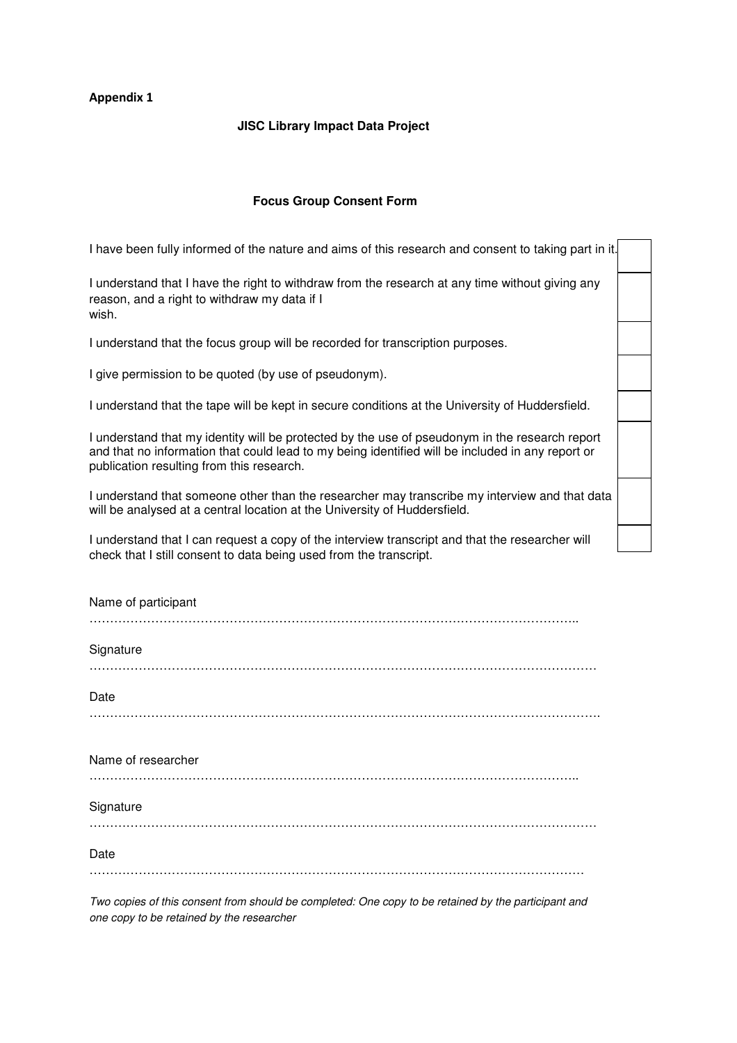**Appendix 1**

**JISC Library Impact Data Project**

**Focus Group Consent Form**

| Statement | |
|---|---|
| I have been fully informed of the nature and aims of this research and consent to taking part in it. | |
| I understand that I have the right to withdraw from the research at any time without giving any reason, and a right to withdraw my data if I wish. | |
| I understand that the focus group will be recorded for transcription purposes. | |
| I give permission to be quoted (by use of pseudonym). | |
| I understand that the tape will be kept in secure conditions at the University of Huddersfield. | |
| I understand that my identity will be protected by the use of pseudonym in the research report and that no information that could lead to my being identified will be included in any report or publication resulting from this research. | |
| I understand that someone other than the researcher may transcribe my interview and that data will be analysed at a central location at the University of Huddersfield. | |
| I understand that I can request a copy of the interview transcript and that the researcher will check that I still consent to data being used from the transcript. | |

Name of participant

……………………………………………………………………………………………………………..

Signature

………………………………………………………………………………………………………………

Date

……………………………………………………………………………………………………………….

Name of researcher

……………………………………………………………………………………………………………..

Signature

………………………………………………………………………………………………………………

Date

……………………………………………………………………………………………………………

*Two copies of this consent from should be completed: One copy to be retained by the participant and one copy to be retained by the researcher*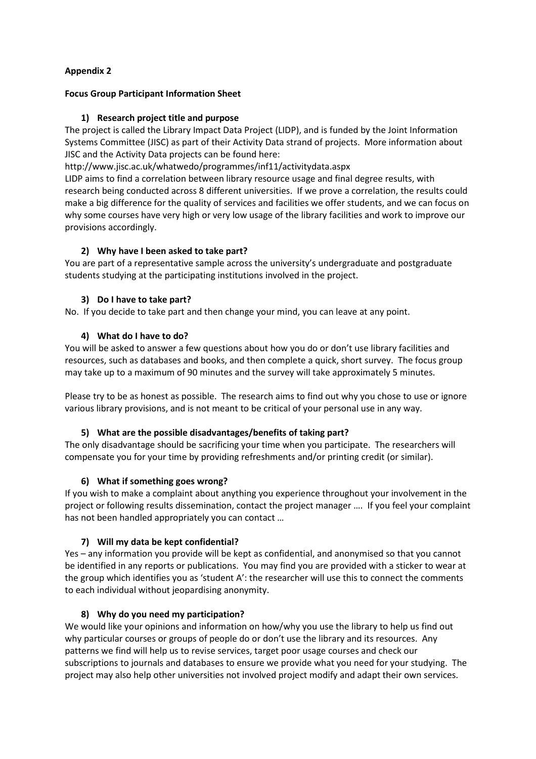**Appendix 2**

**Focus Group Participant Information Sheet**

1) **Research project title and purpose**

The project is called the Library Impact Data Project (LIDP), and is funded by the Joint Information Systems Committee (JISC) as part of their Activity Data strand of projects. More information about JISC and the Activity Data projects can be found here:

http://www.jisc.ac.uk/whatwedo/programmes/inf11/activitydata.aspx

LIDP aims to find a correlation between library resource usage and final degree results, with research being conducted across 8 different universities. If we prove a correlation, the results could make a big difference for the quality of services and facilities we offer students, and we can focus on why some courses have very high or very low usage of the library facilities and work to improve our provisions accordingly.

2) **Why have I been asked to take part?**

You are part of a representative sample across the university's undergraduate and postgraduate students studying at the participating institutions involved in the project.

3) **Do I have to take part?**

No. If you decide to take part and then change your mind, you can leave at any point.

4) **What do I have to do?**

You will be asked to answer a few questions about how you do or don't use library facilities and resources, such as databases and books, and then complete a quick, short survey. The focus group may take up to a maximum of 90 minutes and the survey will take approximately 5 minutes.

Please try to be as honest as possible. The research aims to find out why you chose to use or ignore various library provisions, and is not meant to be critical of your personal use in any way.

5) **What are the possible disadvantages/benefits of taking part?**

The only disadvantage should be sacrificing your time when you participate. The researchers will compensate you for your time by providing refreshments and/or printing credit (or similar).

6) **What if something goes wrong?**

If you wish to make a complaint about anything you experience throughout your involvement in the project or following results dissemination, contact the project manager …. If you feel your complaint has not been handled appropriately you can contact …

7) **Will my data be kept confidential?**

Yes – any information you provide will be kept as confidential, and anonymised so that you cannot be identified in any reports or publications. You may find you are provided with a sticker to wear at the group which identifies you as 'student A': the researcher will use this to connect the comments to each individual without jeopardising anonymity.

8) **Why do you need my participation?**

We would like your opinions and information on how/why you use the library to help us find out why particular courses or groups of people do or don't use the library and its resources. Any patterns we find will help us to revise services, target poor usage courses and check our subscriptions to journals and databases to ensure we provide what you need for your studying. The project may also help other universities not involved project modify and adapt their own services.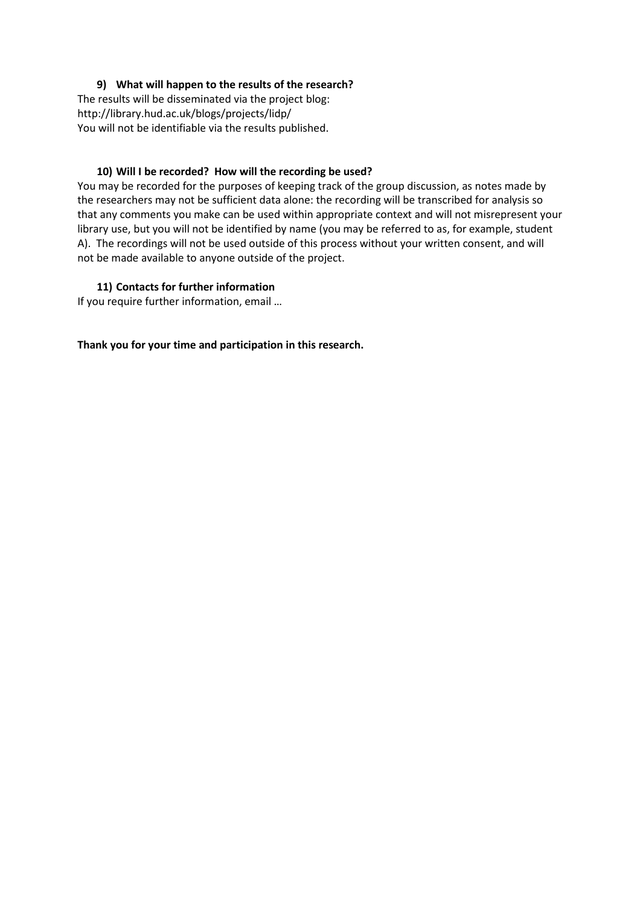### 9) What will happen to the results of the research?

The results will be disseminated via the project blog:
http://library.hud.ac.uk/blogs/projects/lidp/
You will not be identifiable via the results published.

### 10) Will I be recorded? How will the recording be used?

You may be recorded for the purposes of keeping track of the group discussion, as notes made by the researchers may not be sufficient data alone: the recording will be transcribed for analysis so that any comments you make can be used within appropriate context and will not misrepresent your library use, but you will not be identified by name (you may be referred to as, for example, student A). The recordings will not be used outside of this process without your written consent, and will not be made available to anyone outside of the project.

### 11) Contacts for further information

If you require further information, email …

**Thank you for your time and participation in this research.**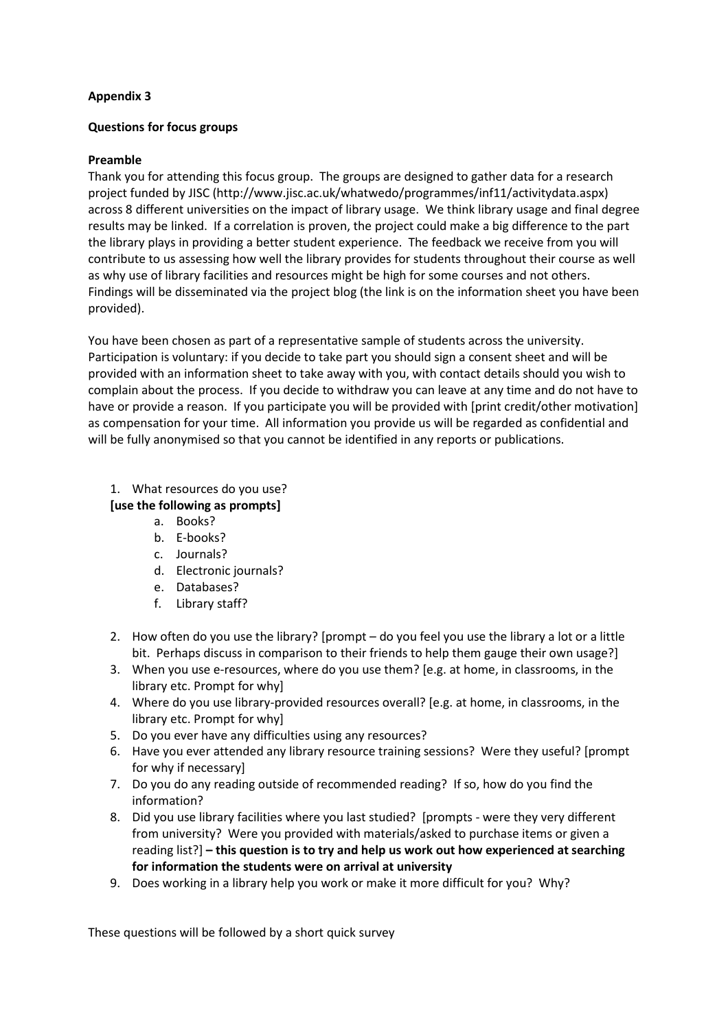**Appendix 3**

**Questions for focus groups**

**Preamble**

Thank you for attending this focus group. The groups are designed to gather data for a research project funded by JISC (http://www.jisc.ac.uk/whatwedo/programmes/inf11/activitydata.aspx) across 8 different universities on the impact of library usage. We think library usage and final degree results may be linked. If a correlation is proven, the project could make a big difference to the part the library plays in providing a better student experience. The feedback we receive from you will contribute to us assessing how well the library provides for students throughout their course as well as why use of library facilities and resources might be high for some courses and not others. Findings will be disseminated via the project blog (the link is on the information sheet you have been provided).

You have been chosen as part of a representative sample of students across the university. Participation is voluntary: if you decide to take part you should sign a consent sheet and will be provided with an information sheet to take away with you, with contact details should you wish to complain about the process. If you decide to withdraw you can leave at any time and do not have to have or provide a reason. If you participate you will be provided with [print credit/other motivation] as compensation for your time. All information you provide us will be regarded as confidential and will be fully anonymised so that you cannot be identified in any reports or publications.

1. What resources do you use?
   **[use the following as prompts]**
   a. Books?
   b. E-books?
   c. Journals?
   d. Electronic journals?
   e. Databases?
   f. Library staff?
2. How often do you use the library? [prompt – do you feel you use the library a lot or a little bit. Perhaps discuss in comparison to their friends to help them gauge their own usage?]
3. When you use e-resources, where do you use them? [e.g. at home, in classrooms, in the library etc. Prompt for why]
4. Where do you use library-provided resources overall? [e.g. at home, in classrooms, in the library etc. Prompt for why]
5. Do you ever have any difficulties using any resources?
6. Have you ever attended any library resource training sessions? Were they useful? [prompt for why if necessary]
7. Do you do any reading outside of recommended reading? If so, how do you find the information?
8. Did you use library facilities where you last studied? [prompts - were they very different from university? Were you provided with materials/asked to purchase items or given a reading list?] **– this question is to try and help us work out how experienced at searching for information the students were on arrival at university**
9. Does working in a library help you work or make it more difficult for you? Why?

These questions will be followed by a short quick survey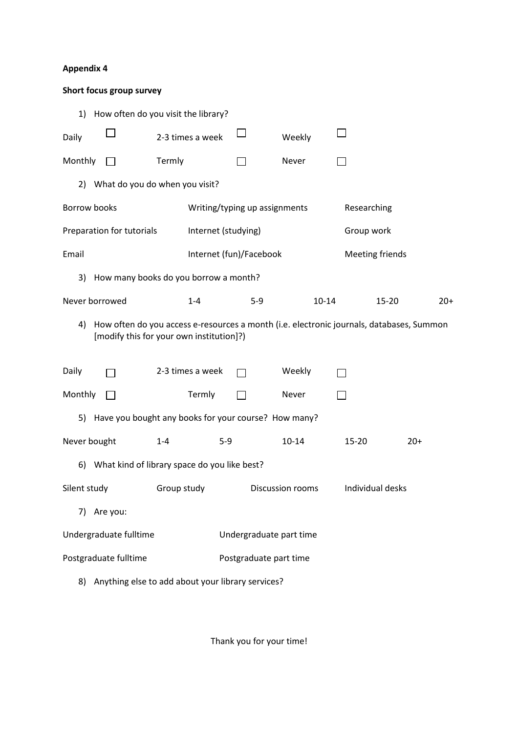**Appendix 4**

**Short focus group survey**

1) How often do you visit the library?

Daily ☐ 2-3 times a week ☐ Weekly ☐

Monthly ☐ Termly ☐ Never ☐

2) What do you do when you visit?

Borrow books Writing/typing up assignments Researching

Preparation for tutorials Internet (studying) Group work

Email Internet (fun)/Facebook Meeting friends

3) How many books do you borrow a month?

Never borrowed 1-4 5-9 10-14 15-20 20+

4) How often do you access e-resources a month (i.e. electronic journals, databases, Summon [modify this for your own institution]?)

Daily ☐ 2-3 times a week ☐ Weekly ☐

Monthly ☐ Termly ☐ Never ☐

5) Have you bought any books for your course? How many?

Never bought 1-4 5-9 10-14 15-20 20+

6) What kind of library space do you like best?

Silent study Group study Discussion rooms Individual desks

7) Are you:

Undergraduate fulltime Undergraduate part time

Postgraduate fulltime Postgraduate part time

8) Anything else to add about your library services?

Thank you for your time!